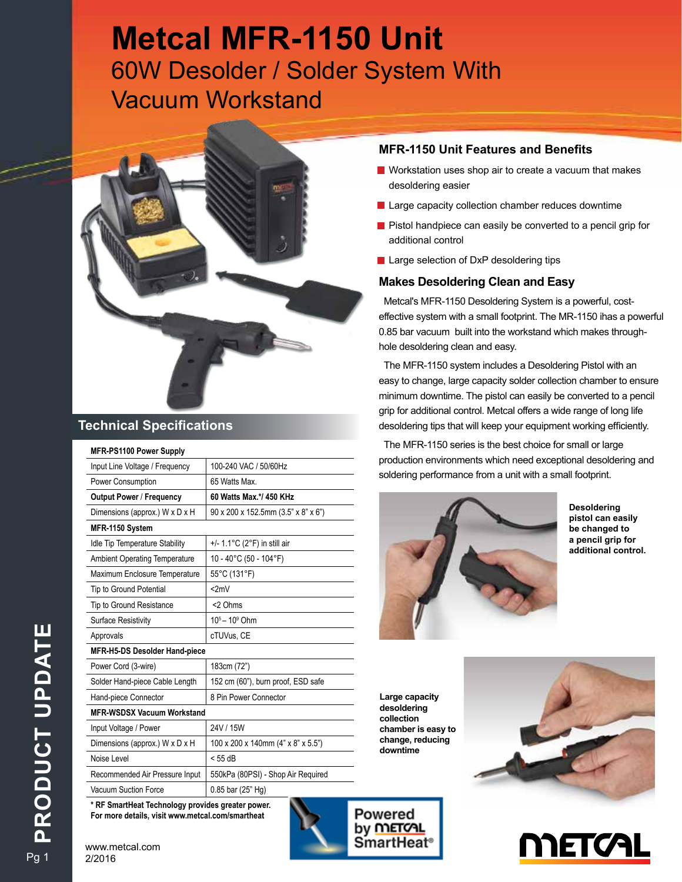# Metcal MFR-1150 Unit

60W Desolder / Solder System With Vacuum Workstand

## MFR-1150 Unit Features and Benefits

- Workstation uses shop air to create a vacuum that makes desoldering easier
- Large capacity collection chamber reduces downtime
- Pistol handpiece can easily be converted to a pencil grip for additional control
- Large selection of DxP desoldering tips

## Makes Desoldering Clean and Easy

Metcal's MFR-1150 Desoldering System is a powerful, cost-effective system with a small footprint. The MR-1150 ihas a powerful 0.85 bar vacuum built into the workstand which makes through-hole desoldering clean and easy.

The MFR-1150 system includes a Desoldering Pistol with an easy to change, large capacity solder collection chamber to ensure minimum downtime. The pistol can easily be converted to a pencil grip for additional control. Metcal offers a wide range of long life desoldering tips that will keep your equipment working efficiently.

The MFR-1150 series is the best choice for small or large production environments which need exceptional desoldering and soldering performance from a unit with a small footprint.

**Desoldering pistol can easily be changed to a pencil grip for additional control.**

**Large capacity desoldering collection chamber is easy to change, reducing downtime**

## Technical Specifications

| **MFR-PS1100 Power Supply** | |
|---|---|
| Input Line Voltage / Frequency | 100-240 VAC / 50/60Hz |
| Power Consumption | 65 Watts Max. |
| **Output Power / Frequency** | **60 Watts Max.*/ 450 KHz** |
| Dimensions (approx.) W x D x H | 90 x 200 x 152.5mm (3.5" x 8" x 6") |
| **MFR-1150 System** | |
| Idle Tip Temperature Stability | +/- 1.1°C (2°F) in still air |
| Ambient Operating Temperature | 10 - 40°C (50 - 104°F) |
| Maximum Enclosure Temperature | 55°C (131°F) |
| Tip to Ground Potential | <2mV |
| Tip to Ground Resistance | <2 Ohms |
| Surface Resistivity | $10^5 – 10^9$ Ohm |
| Approvals | cTUVus, CE |
| **MFR-H5-DS Desolder Hand-piece** | |
| Power Cord (3-wire) | 183cm (72") |
| Solder Hand-piece Cable Length | 152 cm (60"), burn proof, ESD safe |
| Hand-piece Connector | 8 Pin Power Connector |
| **MFR-WSDSX Vacuum Workstand** | |
| Input Voltage / Power | 24V / 15W |
| Dimensions (approx.) W x D x H | 100 x 200 x 140mm (4" x 8" x 5.5") |
| Noise Level | < 55 dB |
| Recommended Air Pressure Input | 550kPa (80PSI) - Shop Air Required |
| Vacuum Suction Force | 0.85 bar (25" Hg) |

**\* RF SmartHeat Technology provides greater power. For more details, visit www.metcal.com/smartheat**

Powered by METCAL SmartHeat®

www.metcal.com
2/2016

PRODUCT UPDATE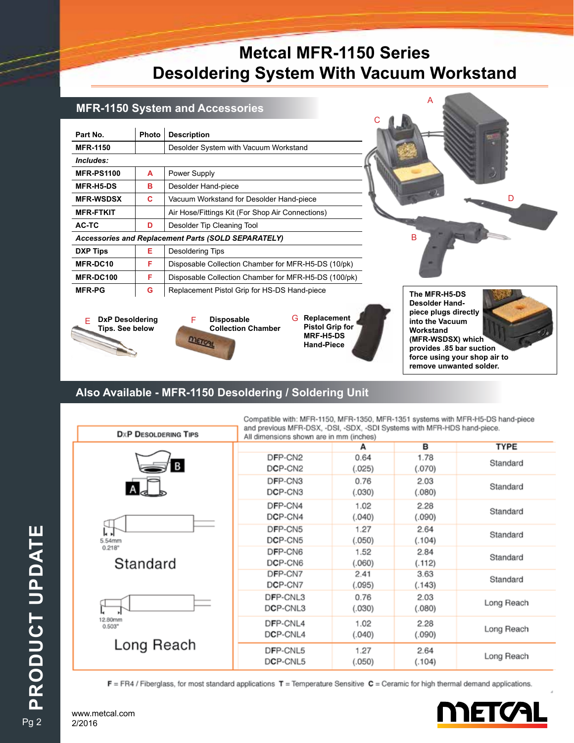# Metcal MFR-1150 Series
# Desoldering System With Vacuum Workstand

## MFR-1150 System and Accessories

| Part No. | Photo | Description |
|---|---|---|
| **MFR-1150** | | Desolder System with Vacuum Workstand |
| ***Includes:*** | | |
| **MFR-PS1100** | A | Power Supply |
| **MFR-H5-DS** | B | Desolder Hand-piece |
| **MFR-WSDSX** | C | Vacuum Workstand for Desolder Hand-piece |
| **MFR-FTKIT** | | Air Hose/Fittings Kit (For Shop Air Connections) |
| **AC-TC** | D | Desolder Tip Cleaning Tool |
| ***Accessories and Replacement Parts (SOLD SEPARATELY)*** | | |
| **DXP Tips** | E | Desoldering Tips |
| **MFR-DC10** | F | Disposable Collection Chamber for MFR-H5-DS (10/pk) |
| **MFR-DC100** | F | Disposable Collection Chamber for MFR-H5-DS (100/pk) |
| **MFR-PG** | G | Replacement Pistol Grip for HS-DS Hand-piece |

A

C

D

B

E **DxP Desoldering Tips. See below**

F **Disposable Collection Chamber**

G **Replacement Pistol Grip for MRF-H5-DS Hand-Piece**

**The MFR-H5-DS Desolder Hand-piece plugs directly into the Vacuum Workstand (MFR-WSDSX) which provides .85 bar suction force using your shop air to remove unwanted solder.**

## Also Available - MFR-1150 Desoldering / Soldering Unit

**DxP Desoldering Tips**

Compatible with: MFR-1150, MFR-1350, MFR-1351 systems with MFR-H5-DS hand-piece and previous MFR-DSX, -DSI, -SDX, -SDI Systems with MFR-HDS hand-piece.
All dimensions shown are in mm (inches)

B

A

5.54mm
0.218"

Standard

12.80mm
0.503"

Long Reach

| | A | B | TYPE |
|---|---|---|---|
| DFP-CN2<br>DCP-CN2 | 0.64<br>(.025) | 1.78<br>(.070) | Standard |
| DFP-CN3<br>DCP-CN3 | 0.76<br>(.030) | 2.03<br>(.080) | Standard |
| DFP-CN4<br>DCP-CN4 | 1.02<br>(.040) | 2.28<br>(.090) | Standard |
| DFP-CN5<br>DCP-CN5 | 1.27<br>(.050) | 2.64<br>(.104) | Standard |
| DFP-CN6<br>DCP-CN6 | 1.52<br>(.060) | 2.84<br>(.112) | Standard |
| DFP-CN7<br>DCP-CN7 | 2.41<br>(.095) | 3.63<br>(.143) | Standard |
| DFP-CNL3<br>DCP-CNL3 | 0.76<br>(.030) | 2.03<br>(.080) | Long Reach |
| DFP-CNL4<br>DCP-CNL4 | 1.02<br>(.040) | 2.28<br>(.090) | Long Reach |
| DFP-CNL5<br>DCP-CNL5 | 1.27<br>(.050) | 2.64<br>(.104) | Long Reach |

**F** = FR4 / Fiberglass, for most standard applications **T** = Temperature Sensitive **C** = Ceramic for high thermal demand applications.

PRODUCT UPDATE

www.metcal.com
2/2016

METCAL